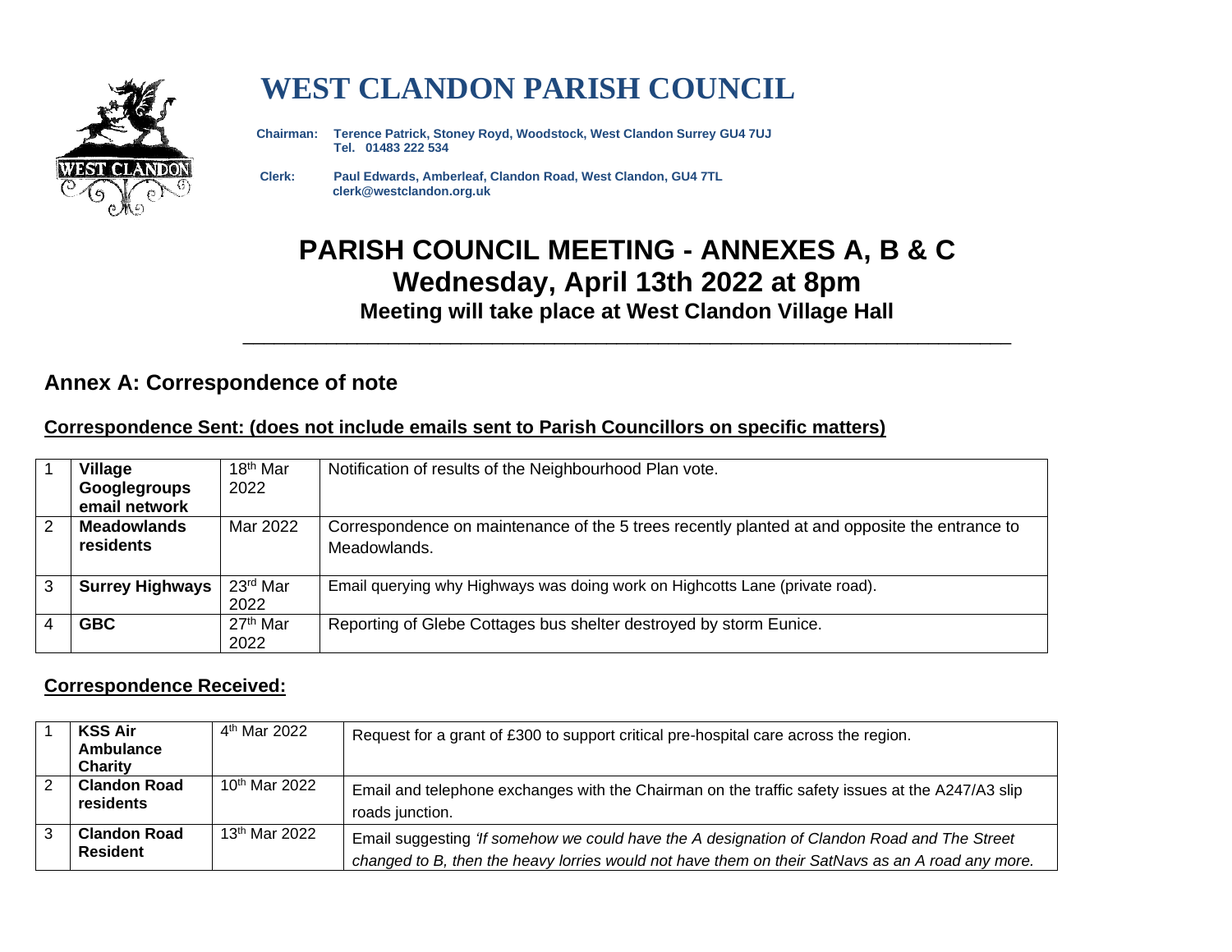# WEST CLANDON PARISH COUNCIL

**Chairman:** **Terence Patrick, Stoney Royd, Woodstock, West Clandon Surrey GU4 7UJ**
**Tel. 01483 222 534**

**Clerk:** **Paul Edwards, Amberleaf, Clandon Road, West Clandon, GU4 7TL**
**clerk@westclandon.org.uk**

# PARISH COUNCIL MEETING - ANNEXES A, B & C
## Wednesday, April 13th 2022 at 8pm
### Meeting will take place at West Clandon Village Hall

---

## Annex A: Correspondence of note

**Correspondence Sent: (does not include emails sent to Parish Councillors on specific matters)**

| | | | |
|---|---|---|---|
| 1 | **Village Googlegroups email network** | 18th Mar 2022 | Notification of results of the Neighbourhood Plan vote. |
| 2 | **Meadowlands residents** | Mar 2022 | Correspondence on maintenance of the 5 trees recently planted at and opposite the entrance to Meadowlands. |
| 3 | **Surrey Highways** | 23rd Mar 2022 | Email querying why Highways was doing work on Highcotts Lane (private road). |
| 4 | **GBC** | 27th Mar 2022 | Reporting of Glebe Cottages bus shelter destroyed by storm Eunice. |

**Correspondence Received:**

| | | | |
|---|---|---|---|
| 1 | **KSS Air Ambulance Charity** | 4th Mar 2022 | Request for a grant of £300 to support critical pre-hospital care across the region. |
| 2 | **Clandon Road residents** | 10th Mar 2022 | Email and telephone exchanges with the Chairman on the traffic safety issues at the A247/A3 slip roads junction. |
| 3 | **Clandon Road Resident** | 13th Mar 2022 | Email suggesting *'If somehow we could have the A designation of Clandon Road and The Street changed to B, then the heavy lorries would not have them on their SatNavs as an A road any more.* |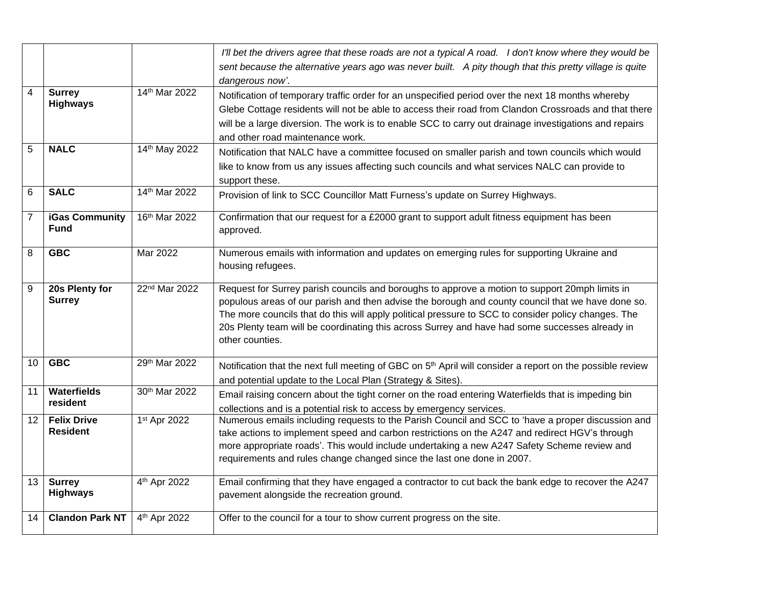| | | | |
|---|---|---|---|
| | | | *I'll bet the drivers agree that these roads are not a typical A road. I don't know where they would be sent because the alternative years ago was never built. A pity though that this pretty village is quite dangerous now'.* |
| 4 | **Surrey Highways** | 14th Mar 2022 | Notification of temporary traffic order for an unspecified period over the next 18 months whereby Glebe Cottage residents will not be able to access their road from Clandon Crossroads and that there will be a large diversion. The work is to enable SCC to carry out drainage investigations and repairs and other road maintenance work. |
| 5 | **NALC** | 14th May 2022 | Notification that NALC have a committee focused on smaller parish and town councils which would like to know from us any issues affecting such councils and what services NALC can provide to support these. |
| 6 | **SALC** | 14th Mar 2022 | Provision of link to SCC Councillor Matt Furness's update on Surrey Highways. |
| 7 | **iGas Community Fund** | 16th Mar 2022 | Confirmation that our request for a £2000 grant to support adult fitness equipment has been approved. |
| 8 | **GBC** | Mar 2022 | Numerous emails with information and updates on emerging rules for supporting Ukraine and housing refugees. |
| 9 | **20s Plenty for Surrey** | 22nd Mar 2022 | Request for Surrey parish councils and boroughs to approve a motion to support 20mph limits in populous areas of our parish and then advise the borough and county council that we have done so. The more councils that do this will apply political pressure to SCC to consider policy changes. The 20s Plenty team will be coordinating this across Surrey and have had some successes already in other counties. |
| 10 | **GBC** | 29th Mar 2022 | Notification that the next full meeting of GBC on 5th April will consider a report on the possible review and potential update to the Local Plan (Strategy & Sites). |
| 11 | **Waterfields resident** | 30th Mar 2022 | Email raising concern about the tight corner on the road entering Waterfields that is impeding bin collections and is a potential risk to access by emergency services. |
| 12 | **Felix Drive Resident** | 1st Apr 2022 | Numerous emails including requests to the Parish Council and SCC to 'have a proper discussion and take actions to implement speed and carbon restrictions on the A247 and redirect HGV's through more appropriate roads'. This would include undertaking a new A247 Safety Scheme review and requirements and rules change changed since the last one done in 2007. |
| 13 | **Surrey Highways** | 4th Apr 2022 | Email confirming that they have engaged a contractor to cut back the bank edge to recover the A247 pavement alongside the recreation ground. |
| 14 | **Clandon Park NT** | 4th Apr 2022 | Offer to the council for a tour to show current progress on the site. |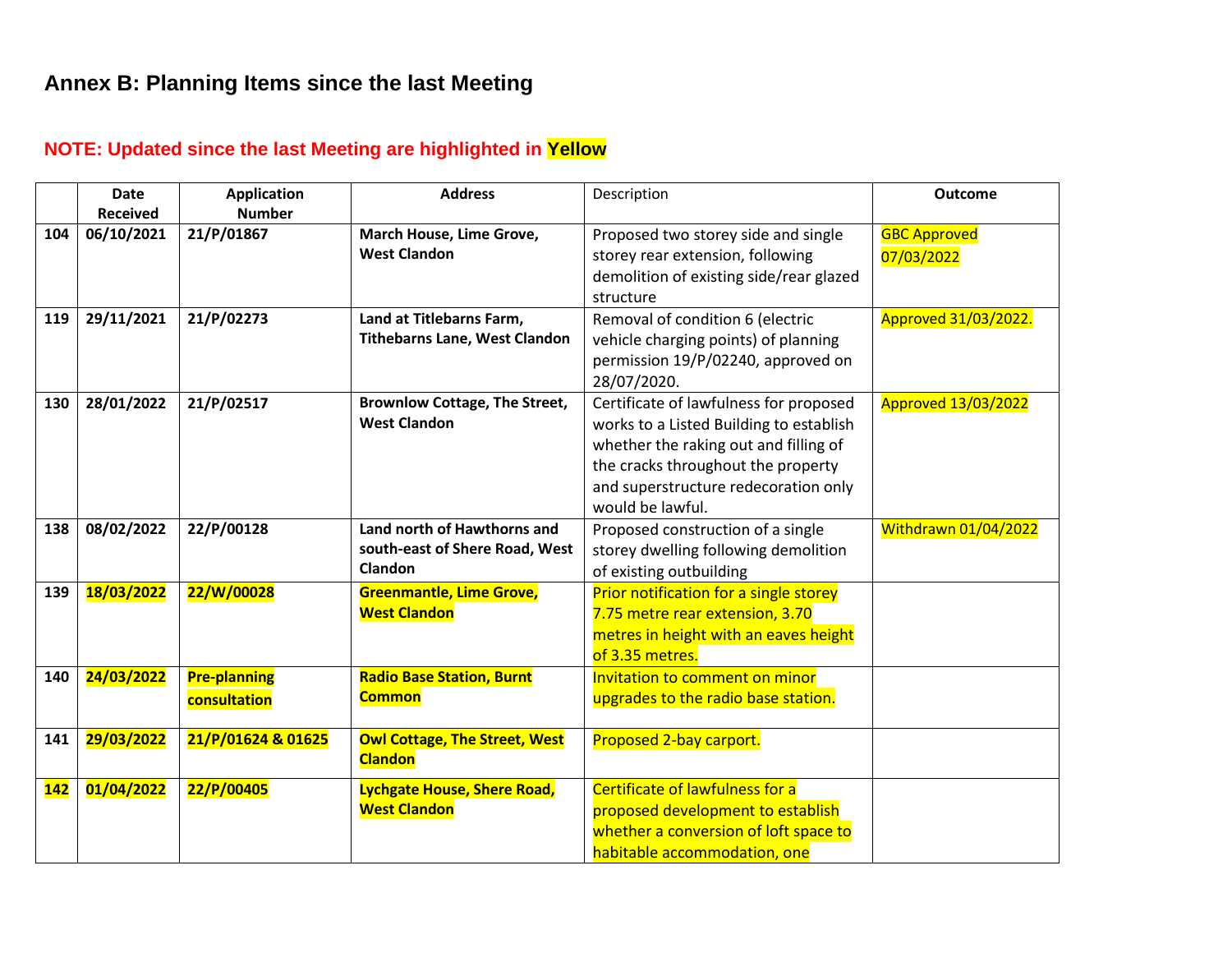## Annex B: Planning Items since the last Meeting

**NOTE: Updated since the last Meeting are highlighted in Yellow**

| | Date Received | Application Number | Address | Description | Outcome |
|---|---|---|---|---|---|
| **104** | **06/10/2021** | **21/P/01867** | **March House, Lime Grove, West Clandon** | Proposed two storey side and single storey rear extension, following demolition of existing side/rear glazed structure | GBC Approved 07/03/2022 |
| **119** | **29/11/2021** | **21/P/02273** | **Land at Titlebarns Farm, Tithebarns Lane, West Clandon** | Removal of condition 6 (electric vehicle charging points) of planning permission 19/P/02240, approved on 28/07/2020. | Approved 31/03/2022. |
| **130** | **28/01/2022** | **21/P/02517** | **Brownlow Cottage, The Street, West Clandon** | Certificate of lawfulness for proposed works to a Listed Building to establish whether the raking out and filling of the cracks throughout the property and superstructure redecoration only would be lawful. | Approved 13/03/2022 |
| **138** | **08/02/2022** | **22/P/00128** | **Land north of Hawthorns and south-east of Shere Road, West Clandon** | Proposed construction of a single storey dwelling following demolition of existing outbuilding | Withdrawn 01/04/2022 |
| **139** | **18/03/2022** | **22/W/00028** | **Greenmantle, Lime Grove, West Clandon** | Prior notification for a single storey 7.75 metre rear extension, 3.70 metres in height with an eaves height of 3.35 metres. | |
| **140** | **24/03/2022** | **Pre-planning consultation** | **Radio Base Station, Burnt Common** | Invitation to comment on minor upgrades to the radio base station. | |
| **141** | **29/03/2022** | **21/P/01624 & 01625** | **Owl Cottage, The Street, West Clandon** | Proposed 2-bay carport. | |
| **142** | **01/04/2022** | **22/P/00405** | **Lychgate House, Shere Road, West Clandon** | Certificate of lawfulness for a proposed development to establish whether a conversion of loft space to habitable accommodation, one | |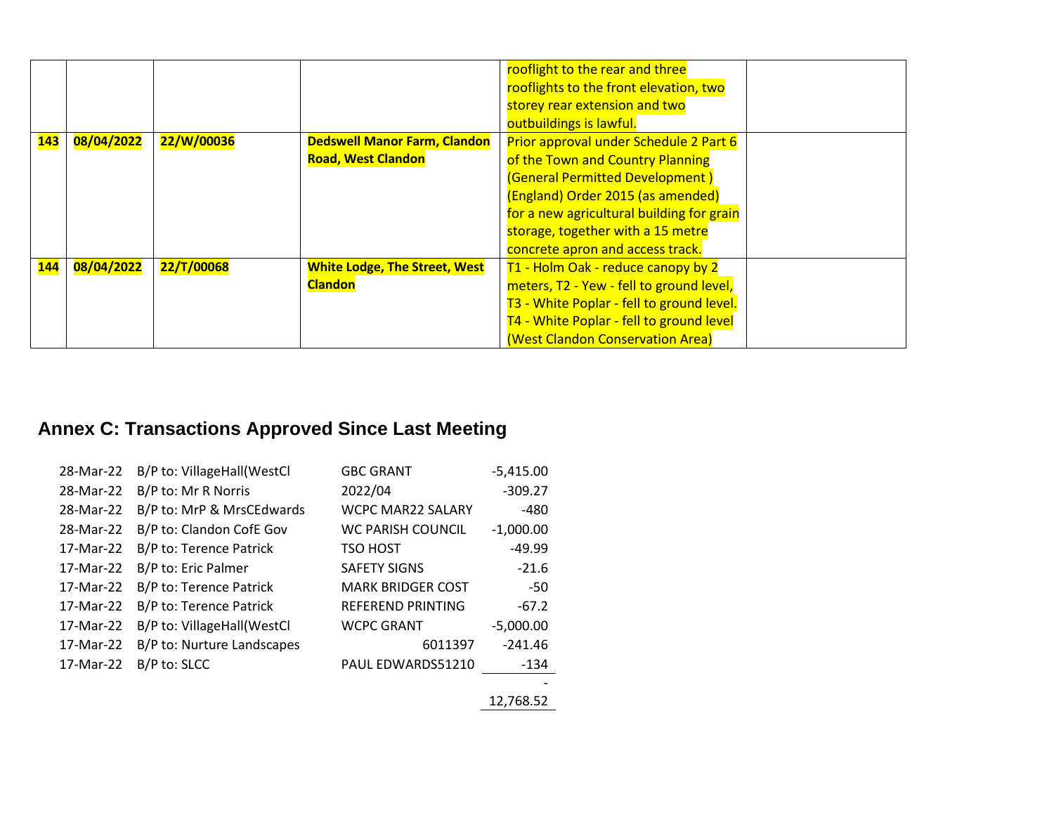| | | | | | |
|---|---|---|---|---|---|
| | | | | rooflight to the rear and three rooflights to the front elevation, two storey rear extension and two outbuildings is lawful. | |
| **143** | **08/04/2022** | **22/W/00036** | **Dedswell Manor Farm, Clandon Road, West Clandon** | Prior approval under Schedule 2 Part 6 of the Town and Country Planning (General Permitted Development ) (England) Order 2015 (as amended) for a new agricultural building for grain storage, together with a 15 metre concrete apron and access track. | |
| **144** | **08/04/2022** | **22/T/00068** | **White Lodge, The Street, West Clandon** | T1 - Holm Oak - reduce canopy by 2 meters, T2 - Yew - fell to ground level, T3 - White Poplar - fell to ground level. T4 - White Poplar - fell to ground level (West Clandon Conservation Area) | |

## Annex C: Transactions Approved Since Last Meeting

| | | | |
|---|---|---|---|
| 28-Mar-22 | B/P to: VillageHall(WestCl | GBC GRANT | -5,415.00 |
| 28-Mar-22 | B/P to: Mr R Norris | 2022/04 | -309.27 |
| 28-Mar-22 | B/P to: MrP & MrsCEdwards | WCPC MAR22 SALARY | -480 |
| 28-Mar-22 | B/P to: Clandon CofE Gov | WC PARISH COUNCIL | -1,000.00 |
| 17-Mar-22 | B/P to: Terence Patrick | TSO HOST | -49.99 |
| 17-Mar-22 | B/P to: Eric Palmer | SAFETY SIGNS | -21.6 |
| 17-Mar-22 | B/P to: Terence Patrick | MARK BRIDGER COST | -50 |
| 17-Mar-22 | B/P to: Terence Patrick | REFEREND PRINTING | -67.2 |
| 17-Mar-22 | B/P to: VillageHall(WestCl | WCPC GRANT | -5,000.00 |
| 17-Mar-22 | B/P to: Nurture Landscapes | 6011397 | -241.46 |
| 17-Mar-22 | B/P to: SLCC | PAUL EDWARDS51210 | -134 |
| | | | -<br>12,768.52 |